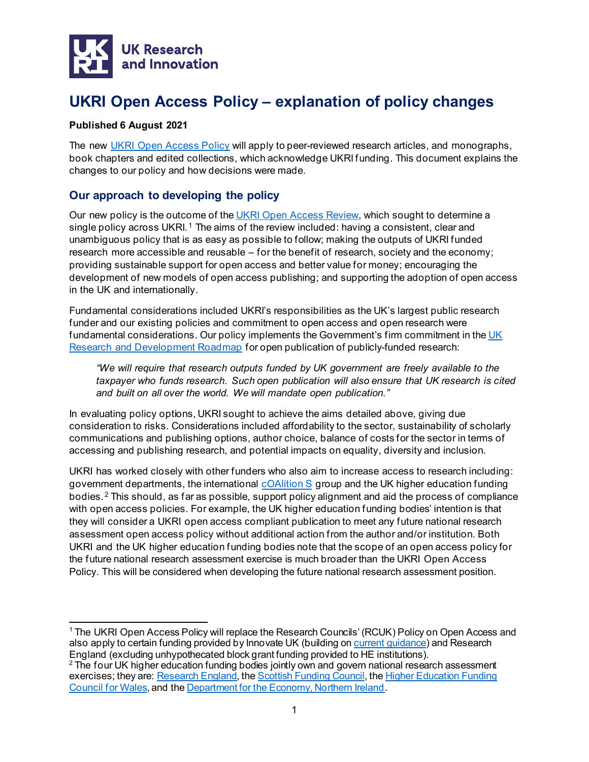# UKRI Open Access Policy – explanation of policy changes

**Published 6 August 2021**

The new UKRI Open Access Policy will apply to peer-reviewed research articles, and monographs, book chapters and edited collections, which acknowledge UKRI funding. This document explains the changes to our policy and how decisions were made.

## Our approach to developing the policy

Our new policy is the outcome of the UKRI Open Access Review, which sought to determine a single policy across UKRI.[1] The aims of the review included: having a consistent, clear and unambiguous policy that is as easy as possible to follow; making the outputs of UKRI funded research more accessible and reusable – for the benefit of research, society and the economy; providing sustainable support for open access and better value for money; encouraging the development of new models of open access publishing; and supporting the adoption of open access in the UK and internationally.

Fundamental considerations included UKRI's responsibilities as the UK's largest public research funder and our existing policies and commitment to open access and open research were fundamental considerations. Our policy implements the Government's firm commitment in the UK Research and Development Roadmap for open publication of publicly-funded research:

> *"We will require that research outputs funded by UK government are freely available to the taxpayer who funds research. Such open publication will also ensure that UK research is cited and built on all over the world. We will mandate open publication."*

In evaluating policy options, UKRI sought to achieve the aims detailed above, giving due consideration to risks. Considerations included affordability to the sector, sustainability of scholarly communications and publishing options, author choice, balance of costs for the sector in terms of accessing and publishing research, and potential impacts on equality, diversity and inclusion.

UKRI has worked closely with other funders who also aim to increase access to research including: government departments, the international cOAlition S group and the UK higher education funding bodies.[2] This should, as far as possible, support policy alignment and aid the process of compliance with open access policies. For example, the UK higher education funding bodies' intention is that they will consider a UKRI open access compliant publication to meet any future national research assessment open access policy without additional action from the author and/or institution. Both UKRI and the UK higher education funding bodies note that the scope of an open access policy for the future national research assessment exercise is much broader than the UKRI Open Access Policy. This will be considered when developing the future national research assessment position.

---

[1] The UKRI Open Access Policy will replace the Research Councils' (RCUK) Policy on Open Access and also apply to certain funding provided by Innovate UK (building on current guidance) and Research England (excluding unhypothecated block grant funding provided to HE institutions).

[2] The four UK higher education funding bodies jointly own and govern national research assessment exercises; they are: Research England, the Scottish Funding Council, the Higher Education Funding Council for Wales, and the Department for the Economy, Northern Ireland.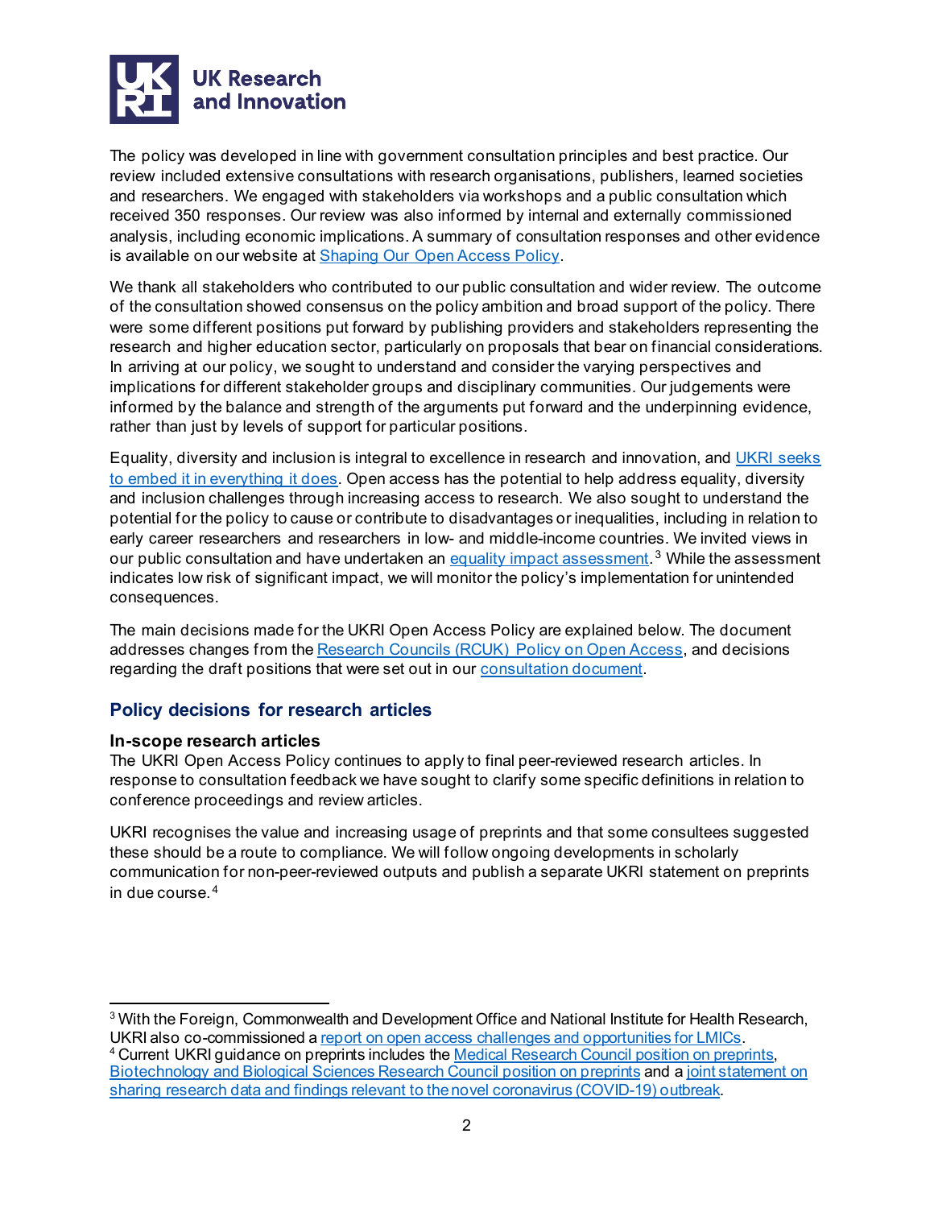The policy was developed in line with government consultation principles and best practice. Our review included extensive consultations with research organisations, publishers, learned societies and researchers. We engaged with stakeholders via workshops and a public consultation which received 350 responses. Our review was also informed by internal and externally commissioned analysis, including economic implications. A summary of consultation responses and other evidence is available on our website at [Shaping Our Open Access Policy](#).

We thank all stakeholders who contributed to our public consultation and wider review. The outcome of the consultation showed consensus on the policy ambition and broad support of the policy. There were some different positions put forward by publishing providers and stakeholders representing the research and higher education sector, particularly on proposals that bear on financial considerations. In arriving at our policy, we sought to understand and consider the varying perspectives and implications for different stakeholder groups and disciplinary communities. Our judgements were informed by the balance and strength of the arguments put forward and the underpinning evidence, rather than just by levels of support for particular positions.

Equality, diversity and inclusion is integral to excellence in research and innovation, and [UKRI seeks to embed it in everything it does](#). Open access has the potential to help address equality, diversity and inclusion challenges through increasing access to research. We also sought to understand the potential for the policy to cause or contribute to disadvantages or inequalities, including in relation to early career researchers and researchers in low- and middle-income countries. We invited views in our public consultation and have undertaken an [equality impact assessment](#).[3] While the assessment indicates low risk of significant impact, we will monitor the policy's implementation for unintended consequences.

The main decisions made for the UKRI Open Access Policy are explained below. The document addresses changes from the [Research Councils (RCUK) Policy on Open Access](#), and decisions regarding the draft positions that were set out in our [consultation document](#).

## Policy decisions for research articles

**In-scope research articles**

The UKRI Open Access Policy continues to apply to final peer-reviewed research articles. In response to consultation feedback we have sought to clarify some specific definitions in relation to conference proceedings and review articles.

UKRI recognises the value and increasing usage of preprints and that some consultees suggested these should be a route to compliance. We will follow ongoing developments in scholarly communication for non-peer-reviewed outputs and publish a separate UKRI statement on preprints in due course.[4]

---

[3] With the Foreign, Commonwealth and Development Office and National Institute for Health Research, UKRI also co-commissioned a [report on open access challenges and opportunities for LMICs](#).

[4] Current UKRI guidance on preprints includes the [Medical Research Council position on preprints](#), [Biotechnology and Biological Sciences Research Council position on preprints](#) and a [joint statement on sharing research data and findings relevant to the novel coronavirus (COVID-19) outbreak](#).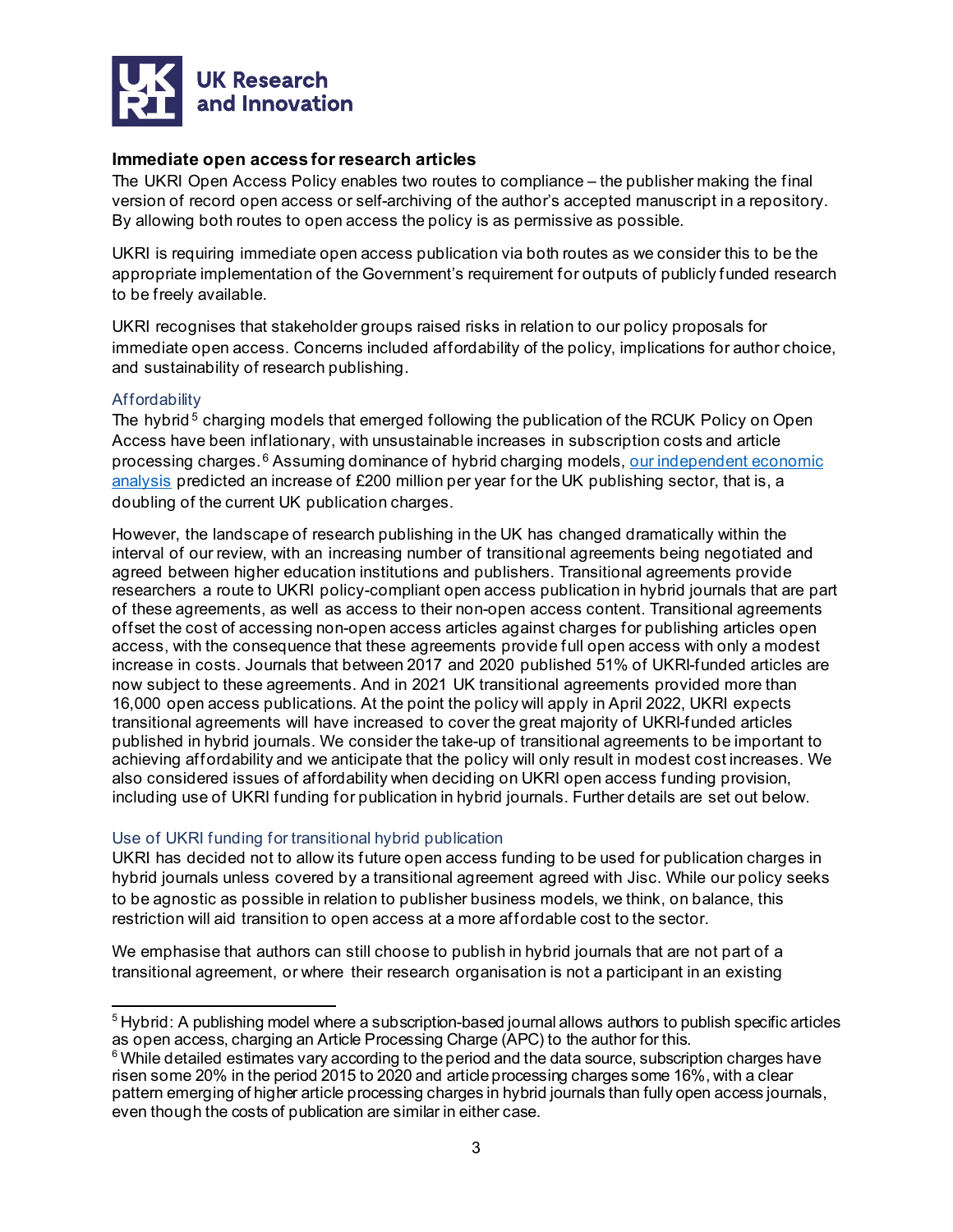### Immediate open access for research articles

The UKRI Open Access Policy enables two routes to compliance – the publisher making the final version of record open access or self-archiving of the author's accepted manuscript in a repository. By allowing both routes to open access the policy is as permissive as possible.

UKRI is requiring immediate open access publication via both routes as we consider this to be the appropriate implementation of the Government's requirement for outputs of publicly funded research to be freely available.

UKRI recognises that stakeholder groups raised risks in relation to our policy proposals for immediate open access. Concerns included affordability of the policy, implications for author choice, and sustainability of research publishing.

#### Affordability

The hybrid[5] charging models that emerged following the publication of the RCUK Policy on Open Access have been inflationary, with unsustainable increases in subscription costs and article processing charges.[6] Assuming dominance of hybrid charging models, [our independent economic analysis]() predicted an increase of £200 million per year for the UK publishing sector, that is, a doubling of the current UK publication charges.

However, the landscape of research publishing in the UK has changed dramatically within the interval of our review, with an increasing number of transitional agreements being negotiated and agreed between higher education institutions and publishers. Transitional agreements provide researchers a route to UKRI policy-compliant open access publication in hybrid journals that are part of these agreements, as well as access to their non-open access content. Transitional agreements offset the cost of accessing non-open access articles against charges for publishing articles open access, with the consequence that these agreements provide full open access with only a modest increase in costs. Journals that between 2017 and 2020 published 51% of UKRI-funded articles are now subject to these agreements. And in 2021 UK transitional agreements provided more than 16,000 open access publications. At the point the policy will apply in April 2022, UKRI expects transitional agreements will have increased to cover the great majority of UKRI-funded articles published in hybrid journals. We consider the take-up of transitional agreements to be important to achieving affordability and we anticipate that the policy will only result in modest cost increases. We also considered issues of affordability when deciding on UKRI open access funding provision, including use of UKRI funding for publication in hybrid journals. Further details are set out below.

#### Use of UKRI funding for transitional hybrid publication

UKRI has decided not to allow its future open access funding to be used for publication charges in hybrid journals unless covered by a transitional agreement agreed with Jisc. While our policy seeks to be agnostic as possible in relation to publisher business models, we think, on balance, this restriction will aid transition to open access at a more affordable cost to the sector.

We emphasise that authors can still choose to publish in hybrid journals that are not part of a transitional agreement, or where their research organisation is not a participant in an existing

---

[5] Hybrid: A publishing model where a subscription-based journal allows authors to publish specific articles as open access, charging an Article Processing Charge (APC) to the author for this.

[6] While detailed estimates vary according to the period and the data source, subscription charges have risen some 20% in the period 2015 to 2020 and article processing charges some 16%, with a clear pattern emerging of higher article processing charges in hybrid journals than fully open access journals, even though the costs of publication are similar in either case.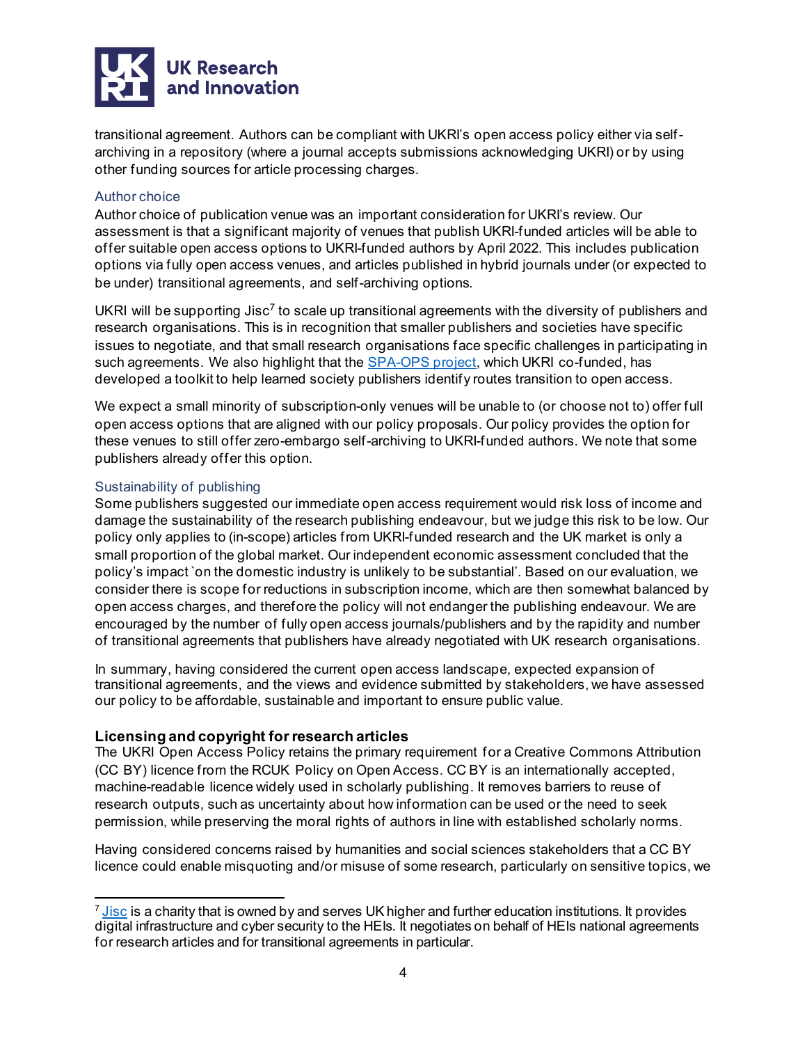transitional agreement. Authors can be compliant with UKRI's open access policy either via self-archiving in a repository (where a journal accepts submissions acknowledging UKRI) or by using other funding sources for article processing charges.

### Author choice

Author choice of publication venue was an important consideration for UKRI's review. Our assessment is that a significant majority of venues that publish UKRI-funded articles will be able to offer suitable open access options to UKRI-funded authors by April 2022. This includes publication options via fully open access venues, and articles published in hybrid journals under (or expected to be under) transitional agreements, and self-archiving options.

UKRI will be supporting Jisc[7] to scale up transitional agreements with the diversity of publishers and research organisations. This is in recognition that smaller publishers and societies have specific issues to negotiate, and that small research organisations face specific challenges in participating in such agreements. We also highlight that the SPA-OPS project, which UKRI co-funded, has developed a toolkit to help learned society publishers identify routes transition to open access.

We expect a small minority of subscription-only venues will be unable to (or choose not to) offer full open access options that are aligned with our policy proposals. Our policy provides the option for these venues to still offer zero-embargo self-archiving to UKRI-funded authors. We note that some publishers already offer this option.

### Sustainability of publishing

Some publishers suggested our immediate open access requirement would risk loss of income and damage the sustainability of the research publishing endeavour, but we judge this risk to be low. Our policy only applies to (in-scope) articles from UKRI-funded research and the UK market is only a small proportion of the global market. Our independent economic assessment concluded that the policy's impact 'on the domestic industry is unlikely to be substantial'. Based on our evaluation, we consider there is scope for reductions in subscription income, which are then somewhat balanced by open access charges, and therefore the policy will not endanger the publishing endeavour. We are encouraged by the number of fully open access journals/publishers and by the rapidity and number of transitional agreements that publishers have already negotiated with UK research organisations.

In summary, having considered the current open access landscape, expected expansion of transitional agreements, and the views and evidence submitted by stakeholders, we have assessed our policy to be affordable, sustainable and important to ensure public value.

## Licensing and copyright for research articles

The UKRI Open Access Policy retains the primary requirement for a Creative Commons Attribution (CC BY) licence from the RCUK Policy on Open Access. CC BY is an internationally accepted, machine-readable licence widely used in scholarly publishing. It removes barriers to reuse of research outputs, such as uncertainty about how information can be used or the need to seek permission, while preserving the moral rights of authors in line with established scholarly norms.

Having considered concerns raised by humanities and social sciences stakeholders that a CC BY licence could enable misquoting and/or misuse of some research, particularly on sensitive topics, we

---

[7] Jisc is a charity that is owned by and serves UK higher and further education institutions. It provides digital infrastructure and cyber security to the HEIs. It negotiates on behalf of HEIs national agreements for research articles and for transitional agreements in particular.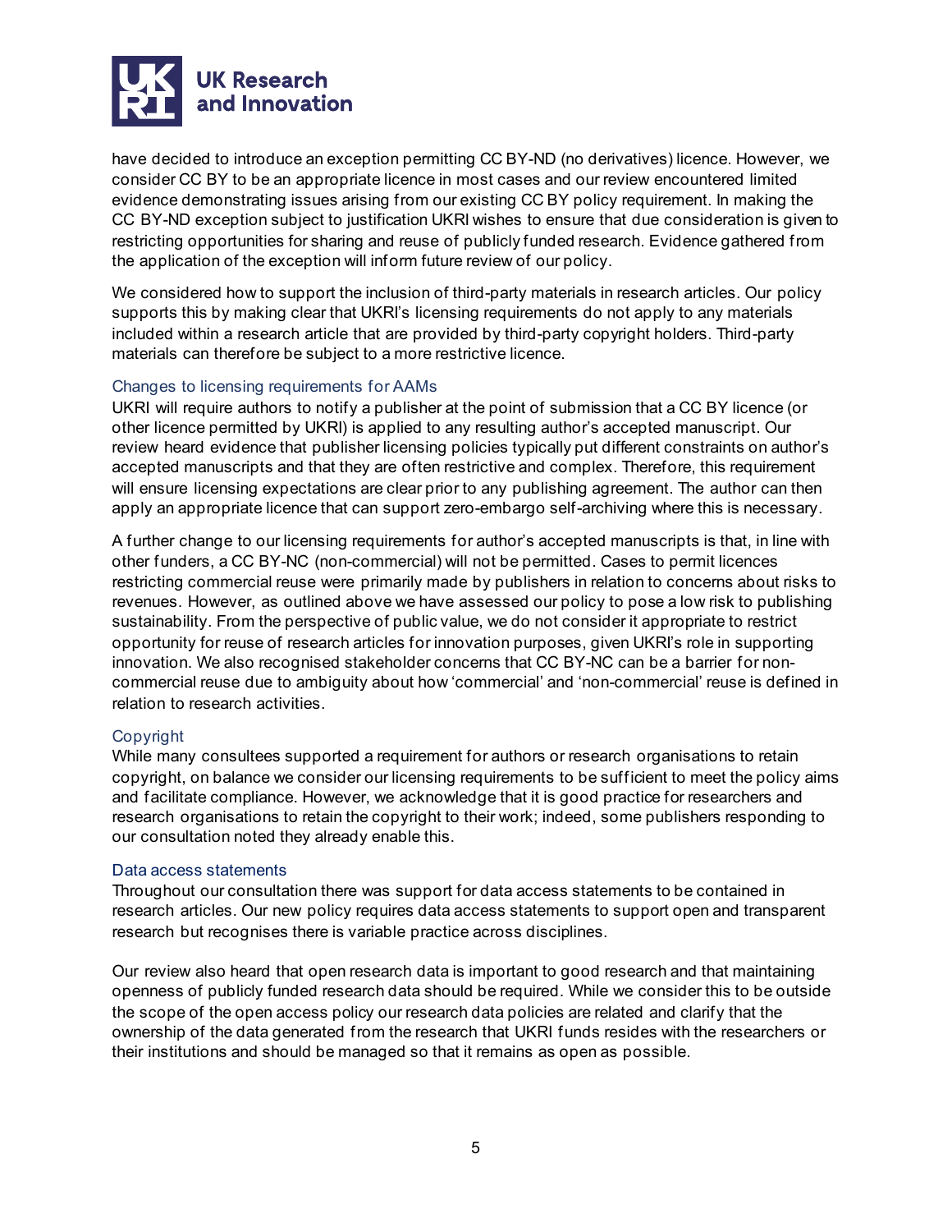have decided to introduce an exception permitting CC BY-ND (no derivatives) licence. However, we consider CC BY to be an appropriate licence in most cases and our review encountered limited evidence demonstrating issues arising from our existing CC BY policy requirement. In making the CC BY-ND exception subject to justification UKRI wishes to ensure that due consideration is given to restricting opportunities for sharing and reuse of publicly funded research. Evidence gathered from the application of the exception will inform future review of our policy.

We considered how to support the inclusion of third-party materials in research articles. Our policy supports this by making clear that UKRI's licensing requirements do not apply to any materials included within a research article that are provided by third-party copyright holders. Third-party materials can therefore be subject to a more restrictive licence.

### Changes to licensing requirements for AAMs

UKRI will require authors to notify a publisher at the point of submission that a CC BY licence (or other licence permitted by UKRI) is applied to any resulting author's accepted manuscript. Our review heard evidence that publisher licensing policies typically put different constraints on author's accepted manuscripts and that they are often restrictive and complex. Therefore, this requirement will ensure licensing expectations are clear prior to any publishing agreement. The author can then apply an appropriate licence that can support zero-embargo self-archiving where this is necessary.

A further change to our licensing requirements for author's accepted manuscripts is that, in line with other funders, a CC BY-NC (non-commercial) will not be permitted. Cases to permit licences restricting commercial reuse were primarily made by publishers in relation to concerns about risks to revenues. However, as outlined above we have assessed our policy to pose a low risk to publishing sustainability. From the perspective of public value, we do not consider it appropriate to restrict opportunity for reuse of research articles for innovation purposes, given UKRI's role in supporting innovation. We also recognised stakeholder concerns that CC BY-NC can be a barrier for non-commercial reuse due to ambiguity about how 'commercial' and 'non-commercial' reuse is defined in relation to research activities.

### Copyright

While many consultees supported a requirement for authors or research organisations to retain copyright, on balance we consider our licensing requirements to be sufficient to meet the policy aims and facilitate compliance. However, we acknowledge that it is good practice for researchers and research organisations to retain the copyright to their work; indeed, some publishers responding to our consultation noted they already enable this.

### Data access statements

Throughout our consultation there was support for data access statements to be contained in research articles. Our new policy requires data access statements to support open and transparent research but recognises there is variable practice across disciplines.

Our review also heard that open research data is important to good research and that maintaining openness of publicly funded research data should be required. While we consider this to be outside the scope of the open access policy our research data policies are related and clarify that the ownership of the data generated from the research that UKRI funds resides with the researchers or their institutions and should be managed so that it remains as open as possible.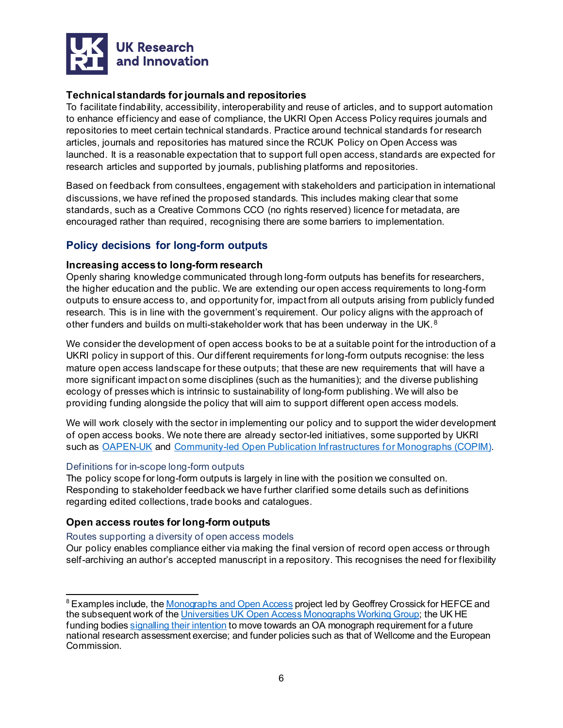**Technical standards for journals and repositories**

To facilitate findability, accessibility, interoperability and reuse of articles, and to support automation to enhance efficiency and ease of compliance, the UKRI Open Access Policy requires journals and repositories to meet certain technical standards. Practice around technical standards for research articles, journals and repositories has matured since the RCUK Policy on Open Access was launched. It is a reasonable expectation that to support full open access, standards are expected for research articles and supported by journals, publishing platforms and repositories.

Based on feedback from consultees, engagement with stakeholders and participation in international discussions, we have refined the proposed standards. This includes making clear that some standards, such as a Creative Commons CCO (no rights reserved) licence for metadata, are encouraged rather than required, recognising there are some barriers to implementation.

## Policy decisions for long-form outputs

### Increasing access to long-form research

Openly sharing knowledge communicated through long-form outputs has benefits for researchers, the higher education and the public. We are extending our open access requirements to long-form outputs to ensure access to, and opportunity for, impact from all outputs arising from publicly funded research. This is in line with the government's requirement. Our policy aligns with the approach of other funders and builds on multi-stakeholder work that has been underway in the UK.[8]

We consider the development of open access books to be at a suitable point for the introduction of a UKRI policy in support of this. Our different requirements for long-form outputs recognise: the less mature open access landscape for these outputs; that these are new requirements that will have a more significant impact on some disciplines (such as the humanities); and the diverse publishing ecology of presses which is intrinsic to sustainability of long-form publishing. We will also be providing funding alongside the policy that will aim to support different open access models.

We will work closely with the sector in implementing our policy and to support the wider development of open access books. We note there are already sector-led initiatives, some supported by UKRI such as OAPEN-UK and Community-led Open Publication Infrastructures for Monographs (COPIM).

#### Definitions for in-scope long-form outputs

The policy scope for long-form outputs is largely in line with the position we consulted on. Responding to stakeholder feedback we have further clarified some details such as definitions regarding edited collections, trade books and catalogues.

### Open access routes for long-form outputs

#### Routes supporting a diversity of open access models

Our policy enables compliance either via making the final version of record open access or through self-archiving an author's accepted manuscript in a repository. This recognises the need for flexibility

---

[8] Examples include, the Monographs and Open Access project led by Geoffrey Crossick for HEFCE and the subsequent work of the Universities UK Open Access Monographs Working Group; the UK HE funding bodies signalling their intention to move towards an OA monograph requirement for a future national research assessment exercise; and funder policies such as that of Wellcome and the European Commission.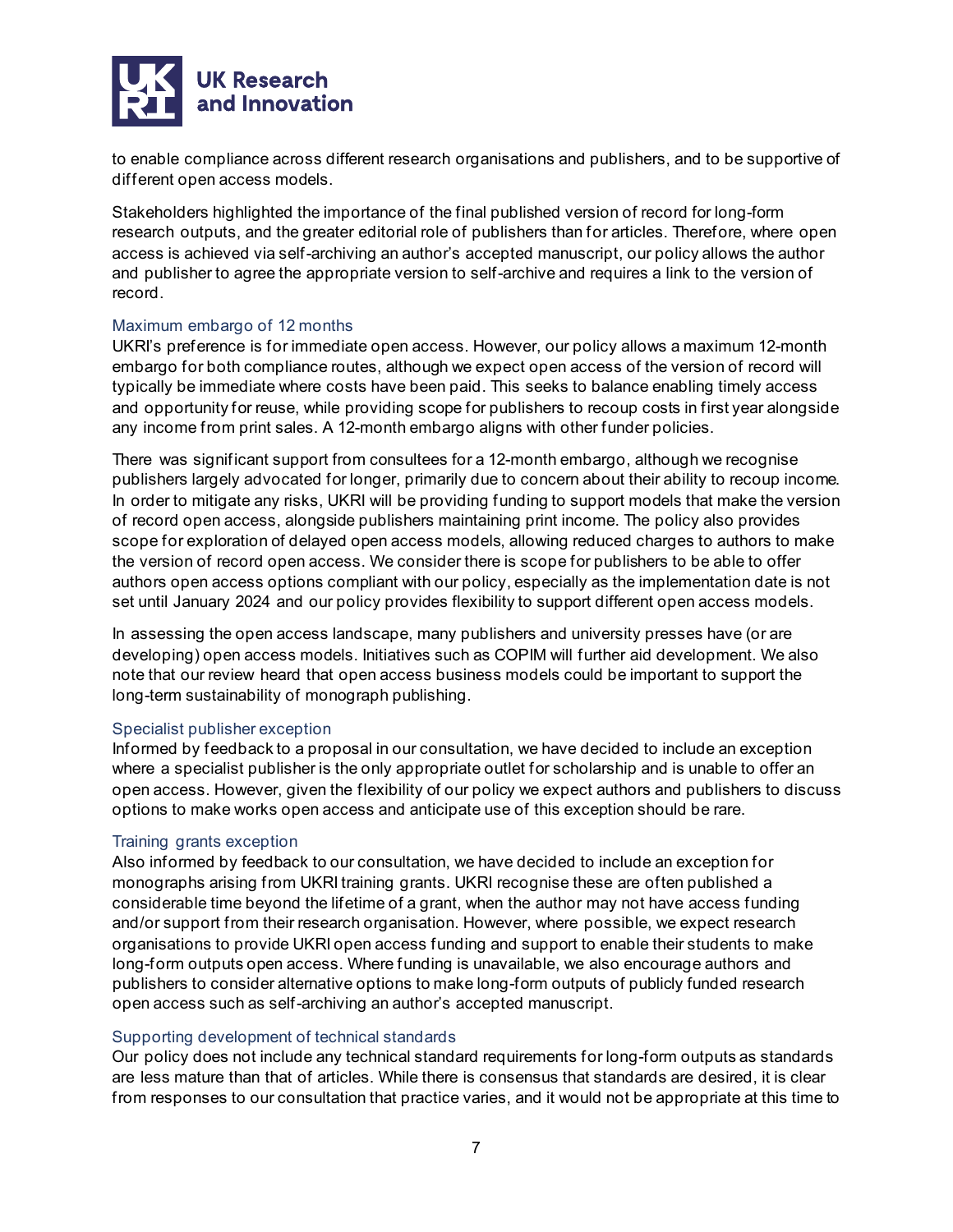to enable compliance across different research organisations and publishers, and to be supportive of different open access models.

Stakeholders highlighted the importance of the final published version of record for long-form research outputs, and the greater editorial role of publishers than for articles. Therefore, where open access is achieved via self-archiving an author's accepted manuscript, our policy allows the author and publisher to agree the appropriate version to self-archive and requires a link to the version of record.

### Maximum embargo of 12 months

UKRI's preference is for immediate open access. However, our policy allows a maximum 12-month embargo for both compliance routes, although we expect open access of the version of record will typically be immediate where costs have been paid. This seeks to balance enabling timely access and opportunity for reuse, while providing scope for publishers to recoup costs in first year alongside any income from print sales. A 12-month embargo aligns with other funder policies.

There was significant support from consultees for a 12-month embargo, although we recognise publishers largely advocated for longer, primarily due to concern about their ability to recoup income. In order to mitigate any risks, UKRI will be providing funding to support models that make the version of record open access, alongside publishers maintaining print income. The policy also provides scope for exploration of delayed open access models, allowing reduced charges to authors to make the version of record open access. We consider there is scope for publishers to be able to offer authors open access options compliant with our policy, especially as the implementation date is not set until January 2024 and our policy provides flexibility to support different open access models.

In assessing the open access landscape, many publishers and university presses have (or are developing) open access models. Initiatives such as COPIM will further aid development. We also note that our review heard that open access business models could be important to support the long-term sustainability of monograph publishing.

### Specialist publisher exception

Informed by feedback to a proposal in our consultation, we have decided to include an exception where a specialist publisher is the only appropriate outlet for scholarship and is unable to offer an open access. However, given the flexibility of our policy we expect authors and publishers to discuss options to make works open access and anticipate use of this exception should be rare.

### Training grants exception

Also informed by feedback to our consultation, we have decided to include an exception for monographs arising from UKRI training grants. UKRI recognise these are often published a considerable time beyond the lifetime of a grant, when the author may not have access funding and/or support from their research organisation. However, where possible, we expect research organisations to provide UKRI open access funding and support to enable their students to make long-form outputs open access. Where funding is unavailable, we also encourage authors and publishers to consider alternative options to make long-form outputs of publicly funded research open access such as self-archiving an author's accepted manuscript.

### Supporting development of technical standards

Our policy does not include any technical standard requirements for long-form outputs as standards are less mature than that of articles. While there is consensus that standards are desired, it is clear from responses to our consultation that practice varies, and it would not be appropriate at this time to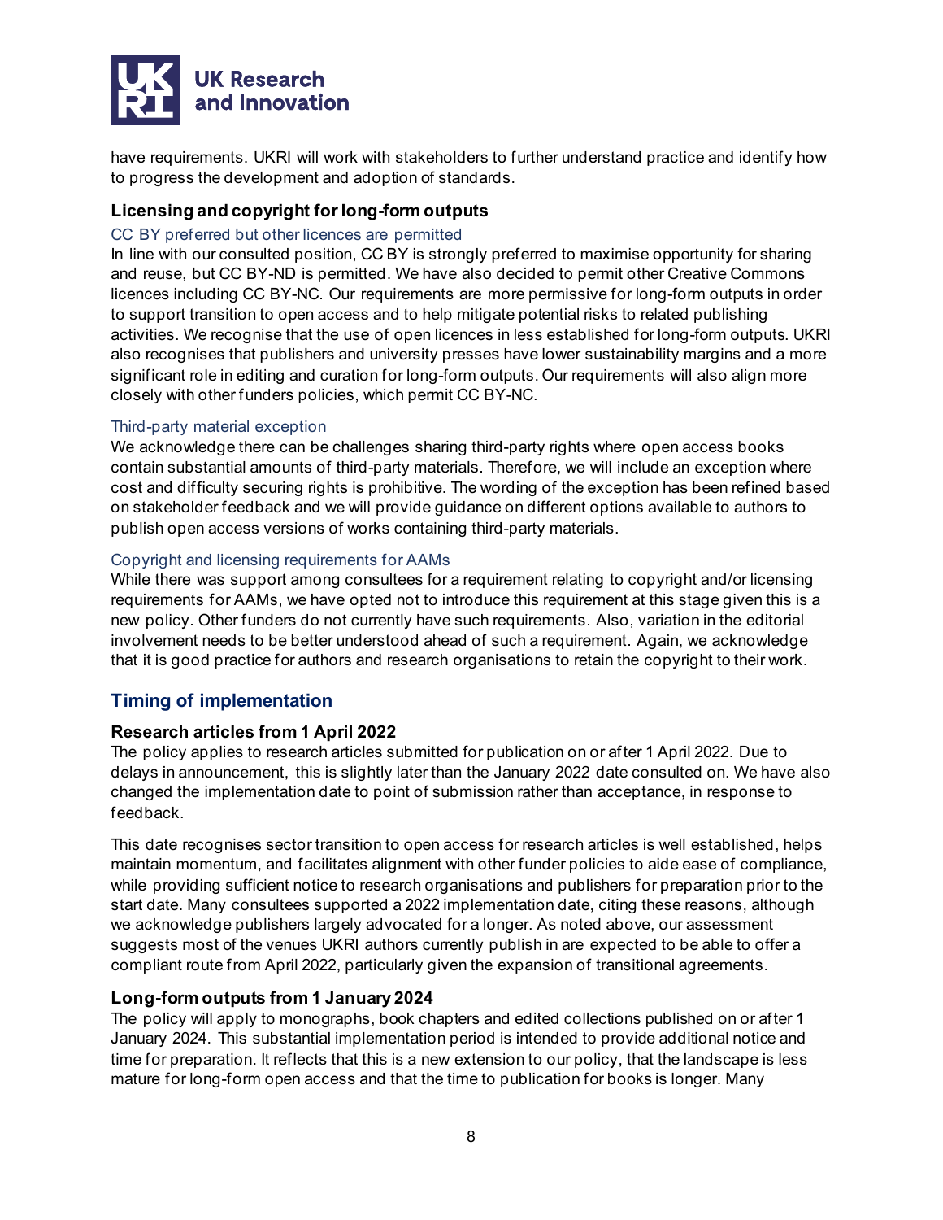have requirements. UKRI will work with stakeholders to further understand practice and identify how to progress the development and adoption of standards.

### Licensing and copyright for long-form outputs

#### CC BY preferred but other licences are permitted

In line with our consulted position, CC BY is strongly preferred to maximise opportunity for sharing and reuse, but CC BY-ND is permitted. We have also decided to permit other Creative Commons licences including CC BY-NC. Our requirements are more permissive for long-form outputs in order to support transition to open access and to help mitigate potential risks to related publishing activities. We recognise that the use of open licences in less established for long-form outputs. UKRI also recognises that publishers and university presses have lower sustainability margins and a more significant role in editing and curation for long-form outputs. Our requirements will also align more closely with other funders policies, which permit CC BY-NC.

#### Third-party material exception

We acknowledge there can be challenges sharing third-party rights where open access books contain substantial amounts of third-party materials. Therefore, we will include an exception where cost and difficulty securing rights is prohibitive. The wording of the exception has been refined based on stakeholder feedback and we will provide guidance on different options available to authors to publish open access versions of works containing third-party materials.

#### Copyright and licensing requirements for AAMs

While there was support among consultees for a requirement relating to copyright and/or licensing requirements for AAMs, we have opted not to introduce this requirement at this stage given this is a new policy. Other funders do not currently have such requirements. Also, variation in the editorial involvement needs to be better understood ahead of such a requirement. Again, we acknowledge that it is good practice for authors and research organisations to retain the copyright to their work.

## Timing of implementation

### Research articles from 1 April 2022

The policy applies to research articles submitted for publication on or after 1 April 2022. Due to delays in announcement, this is slightly later than the January 2022 date consulted on. We have also changed the implementation date to point of submission rather than acceptance, in response to feedback.

This date recognises sector transition to open access for research articles is well established, helps maintain momentum, and facilitates alignment with other funder policies to aide ease of compliance, while providing sufficient notice to research organisations and publishers for preparation prior to the start date. Many consultees supported a 2022 implementation date, citing these reasons, although we acknowledge publishers largely advocated for a longer. As noted above, our assessment suggests most of the venues UKRI authors currently publish in are expected to be able to offer a compliant route from April 2022, particularly given the expansion of transitional agreements.

### Long-form outputs from 1 January 2024

The policy will apply to monographs, book chapters and edited collections published on or after 1 January 2024. This substantial implementation period is intended to provide additional notice and time for preparation. It reflects that this is a new extension to our policy, that the landscape is less mature for long-form open access and that the time to publication for books is longer. Many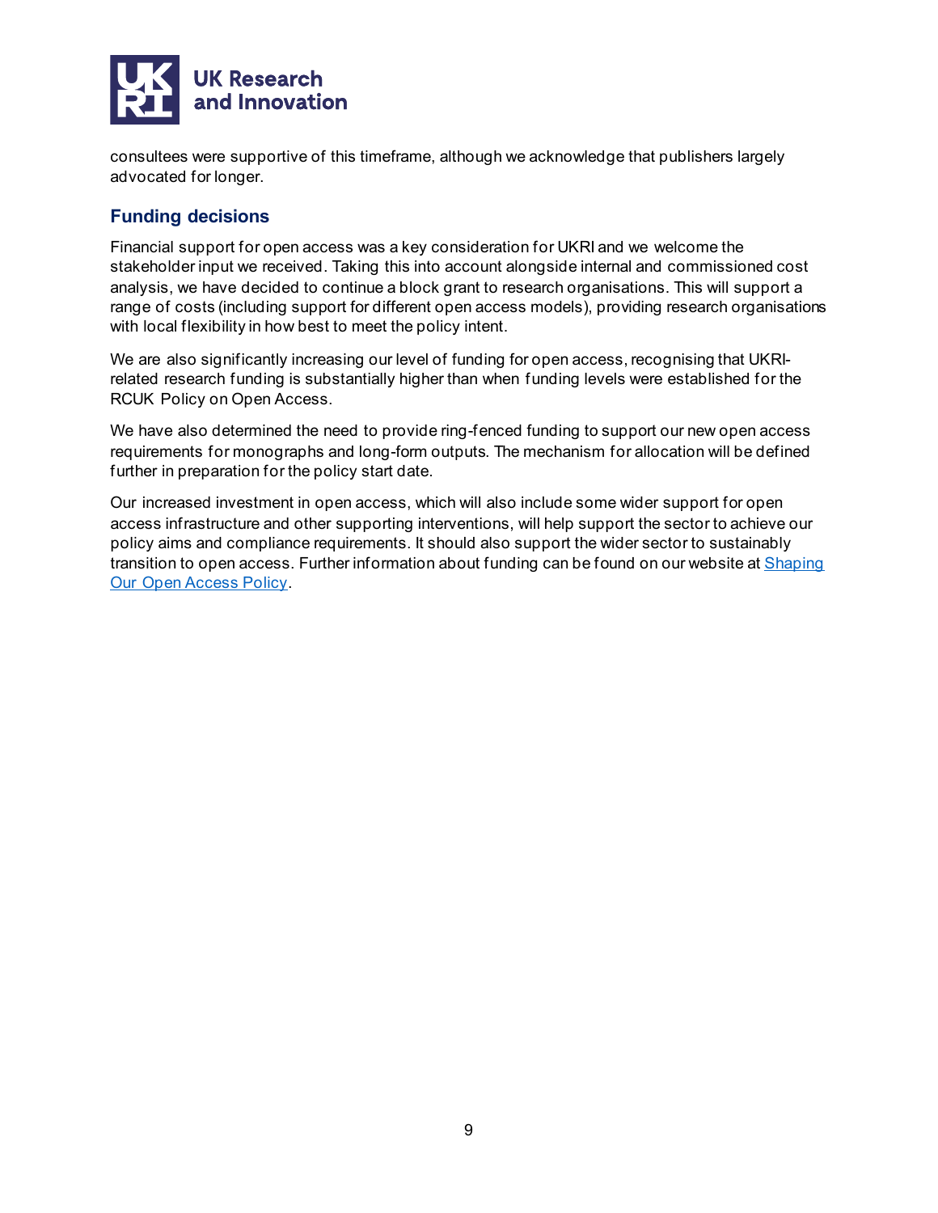consultees were supportive of this timeframe, although we acknowledge that publishers largely advocated for longer.

## Funding decisions

Financial support for open access was a key consideration for UKRI and we welcome the stakeholder input we received. Taking this into account alongside internal and commissioned cost analysis, we have decided to continue a block grant to research organisations. This will support a range of costs (including support for different open access models), providing research organisations with local flexibility in how best to meet the policy intent.

We are also significantly increasing our level of funding for open access, recognising that UKRI-related research funding is substantially higher than when funding levels were established for the RCUK Policy on Open Access.

We have also determined the need to provide ring-fenced funding to support our new open access requirements for monographs and long-form outputs. The mechanism for allocation will be defined further in preparation for the policy start date.

Our increased investment in open access, which will also include some wider support for open access infrastructure and other supporting interventions, will help support the sector to achieve our policy aims and compliance requirements. It should also support the wider sector to sustainably transition to open access. Further information about funding can be found on our website at Shaping Our Open Access Policy.